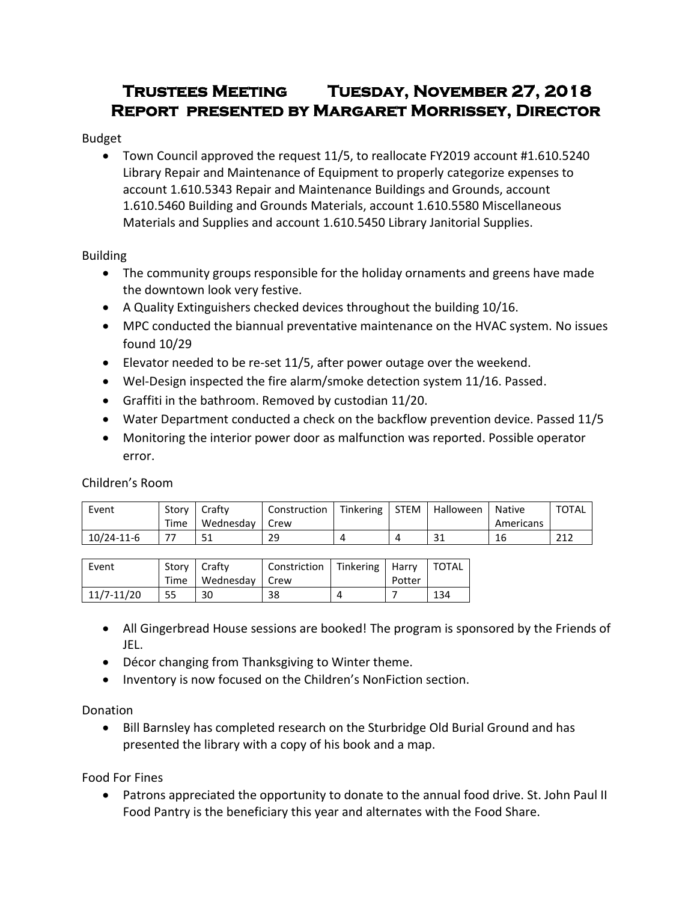# Trustees Meeting Tuesday, November 27, 2018
# Report presented by Margaret Morrissey, Director

Budget

- Town Council approved the request 11/5, to reallocate FY2019 account #1.610.5240 Library Repair and Maintenance of Equipment to properly categorize expenses to account 1.610.5343 Repair and Maintenance Buildings and Grounds, account 1.610.5460 Building and Grounds Materials, account 1.610.5580 Miscellaneous Materials and Supplies and account 1.610.5450 Library Janitorial Supplies.

Building

- The community groups responsible for the holiday ornaments and greens have made the downtown look very festive.
- A Quality Extinguishers checked devices throughout the building 10/16.
- MPC conducted the biannual preventative maintenance on the HVAC system. No issues found 10/29
- Elevator needed to be re-set 11/5, after power outage over the weekend.
- Wel-Design inspected the fire alarm/smoke detection system 11/16. Passed.
- Graffiti in the bathroom. Removed by custodian 11/20.
- Water Department conducted a check on the backflow prevention device. Passed 11/5
- Monitoring the interior power door as malfunction was reported. Possible operator error.

Children's Room

| Event | Story Time | Crafty Wednesday | Construction Crew | Tinkering | STEM | Halloween | Native Americans | TOTAL |
|---|---|---|---|---|---|---|---|---|
| 10/24-11-6 | 77 | 51 | 29 | 4 | 4 | 31 | 16 | 212 |

| Event | Story Time | Crafty Wednesday | Constriction Crew | Tinkering | Harry Potter | TOTAL |
|---|---|---|---|---|---|---|
| 11/7-11/20 | 55 | 30 | 38 | 4 | 7 | 134 |

- All Gingerbread House sessions are booked! The program is sponsored by the Friends of JEL.
- Décor changing from Thanksgiving to Winter theme.
- Inventory is now focused on the Children's NonFiction section.

Donation

- Bill Barnsley has completed research on the Sturbridge Old Burial Ground and has presented the library with a copy of his book and a map.

Food For Fines

- Patrons appreciated the opportunity to donate to the annual food drive. St. John Paul II Food Pantry is the beneficiary this year and alternates with the Food Share.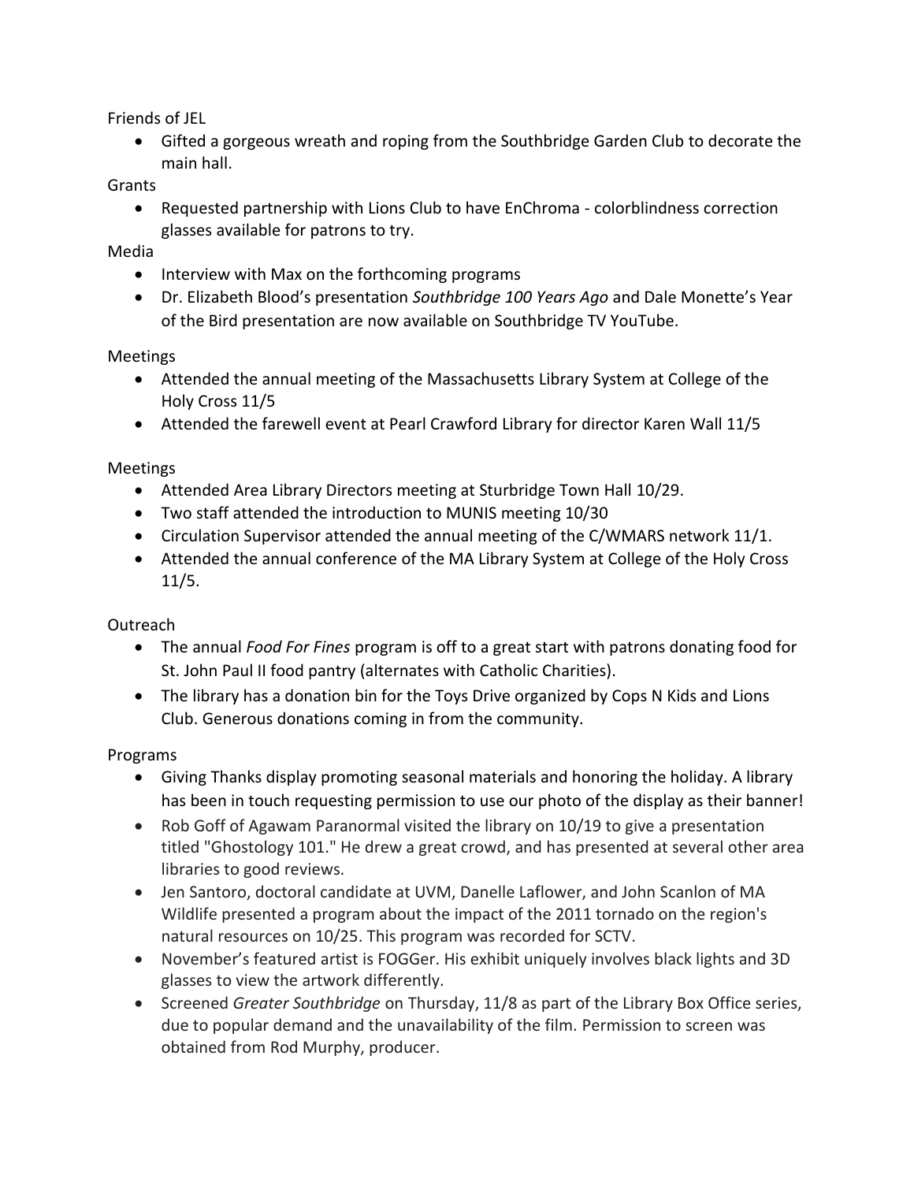Friends of JEL

- Gifted a gorgeous wreath and roping from the Southbridge Garden Club to decorate the main hall.

Grants

- Requested partnership with Lions Club to have EnChroma - colorblindness correction glasses available for patrons to try.

Media

- Interview with Max on the forthcoming programs
- Dr. Elizabeth Blood's presentation *Southbridge 100 Years Ago* and Dale Monette's Year of the Bird presentation are now available on Southbridge TV YouTube.

Meetings

- Attended the annual meeting of the Massachusetts Library System at College of the Holy Cross 11/5
- Attended the farewell event at Pearl Crawford Library for director Karen Wall 11/5

Meetings

- Attended Area Library Directors meeting at Sturbridge Town Hall 10/29.
- Two staff attended the introduction to MUNIS meeting 10/30
- Circulation Supervisor attended the annual meeting of the C/WMARS network 11/1.
- Attended the annual conference of the MA Library System at College of the Holy Cross 11/5.

Outreach

- The annual *Food For Fines* program is off to a great start with patrons donating food for St. John Paul II food pantry (alternates with Catholic Charities).
- The library has a donation bin for the Toys Drive organized by Cops N Kids and Lions Club. Generous donations coming in from the community.

Programs

- Giving Thanks display promoting seasonal materials and honoring the holiday. A library has been in touch requesting permission to use our photo of the display as their banner!
- Rob Goff of Agawam Paranormal visited the library on 10/19 to give a presentation titled "Ghostology 101." He drew a great crowd, and has presented at several other area libraries to good reviews.
- Jen Santoro, doctoral candidate at UVM, Danelle Laflower, and John Scanlon of MA Wildlife presented a program about the impact of the 2011 tornado on the region's natural resources on 10/25. This program was recorded for SCTV.
- November's featured artist is FOGGer. His exhibit uniquely involves black lights and 3D glasses to view the artwork differently.
- Screened *Greater Southbridge* on Thursday, 11/8 as part of the Library Box Office series, due to popular demand and the unavailability of the film. Permission to screen was obtained from Rod Murphy, producer.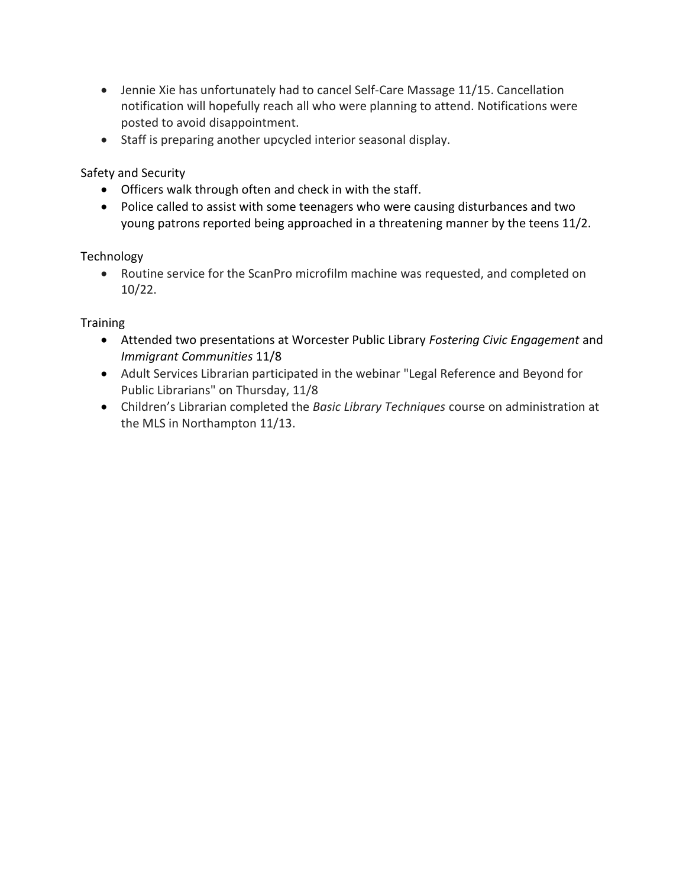- Jennie Xie has unfortunately had to cancel Self-Care Massage 11/15. Cancellation notification will hopefully reach all who were planning to attend. Notifications were posted to avoid disappointment.
- Staff is preparing another upcycled interior seasonal display.

Safety and Security

- Officers walk through often and check in with the staff.
- Police called to assist with some teenagers who were causing disturbances and two young patrons reported being approached in a threatening manner by the teens 11/2.

Technology

- Routine service for the ScanPro microfilm machine was requested, and completed on 10/22.

Training

- Attended two presentations at Worcester Public Library *Fostering Civic Engagement* and *Immigrant Communities* 11/8
- Adult Services Librarian participated in the webinar "Legal Reference and Beyond for Public Librarians" on Thursday, 11/8
- Children's Librarian completed the *Basic Library Techniques* course on administration at the MLS in Northampton 11/13.